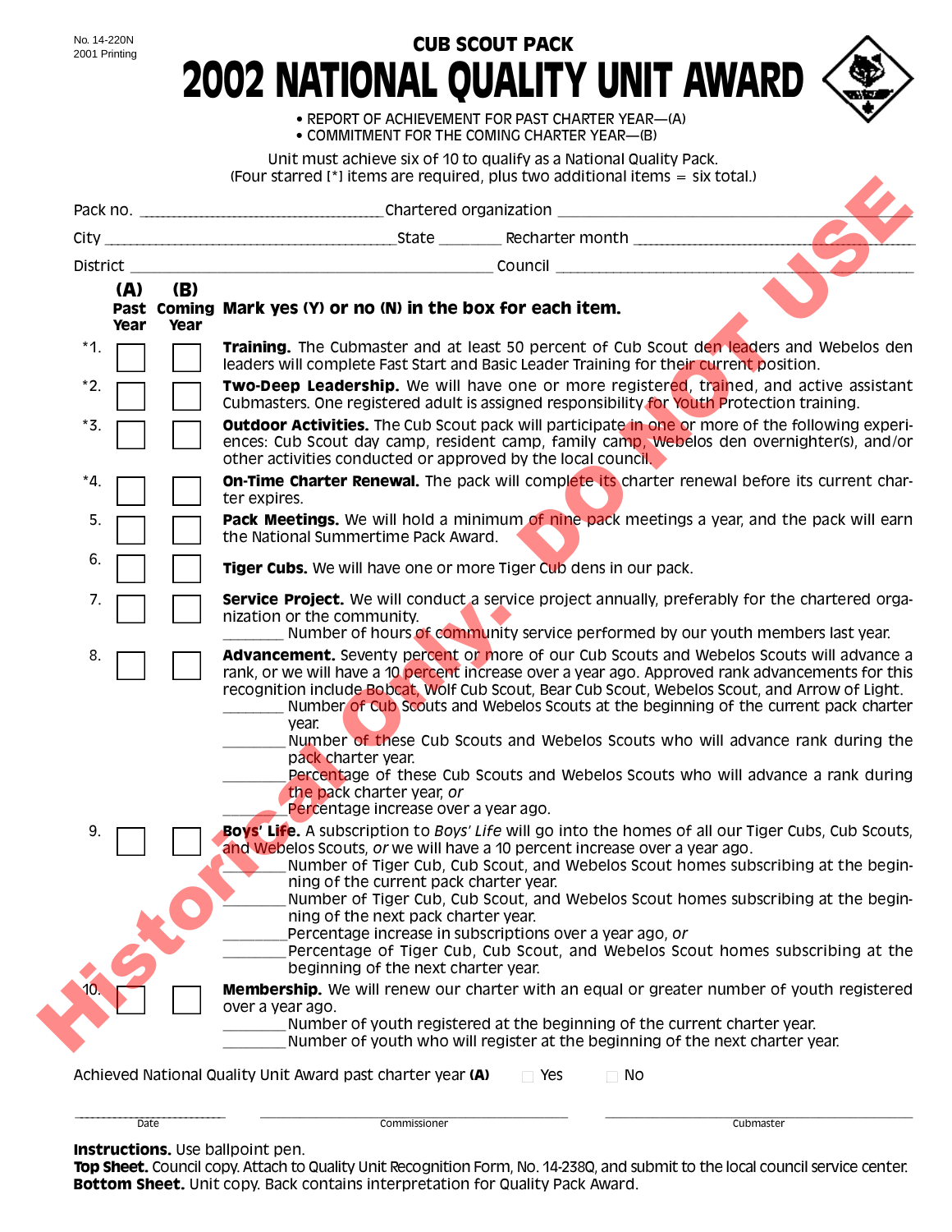No. 14-220N
2001 Printing

## CUB SCOUT PACK

# 2002 NATIONAL QUALITY UNIT AWARD

- REPORT OF ACHIEVEMENT FOR PAST CHARTER YEAR—(A)
- COMMITMENT FOR THE COMING CHARTER YEAR—(B)

Unit must achieve six of 10 to qualify as a National Quality Pack.
(Four starred [*] items are required, plus two additional items = six total.)

Pack no. ______________________ Chartered organization ______________________

City ______________________ State ________ Recharter month ______________________

District ______________________ Council ______________________

Historical only. DO NOT USE

| | (A) Past Year | (B) Coming Year | Mark yes (Y) or no (N) in the box for each item. |
|---|---|---|---|
| *1. | ☐ | ☐ | **Training.** The Cubmaster and at least 50 percent of Cub Scout den leaders and Webelos den leaders will complete Fast Start and Basic Leader Training for their current position. |
| *2. | ☐ | ☐ | **Two-Deep Leadership.** We will have one or more registered, trained, and active assistant Cubmasters. One registered adult is assigned responsibility for Youth Protection training. |
| *3. | ☐ | ☐ | **Outdoor Activities.** The Cub Scout pack will participate in one or more of the following experiences: Cub Scout day camp, resident camp, family camp, Webelos den overnighter(s), and/or other activities conducted or approved by the local council. |
| *4. | ☐ | ☐ | **On-Time Charter Renewal.** The pack will complete its charter renewal before its current charter expires. |
| 5. | ☐ | ☐ | **Pack Meetings.** We will hold a minimum of nine pack meetings a year, and the pack will earn the National Summertime Pack Award. |
| 6. | ☐ | ☐ | **Tiger Cubs.** We will have one or more Tiger Cub dens in our pack. |
| 7. | ☐ | ☐ | **Service Project.** We will conduct a service project annually, preferably for the chartered organization or the community.<br>________ Number of hours of community service performed by our youth members last year. |
| 8. | ☐ | ☐ | **Advancement.** Seventy percent or more of our Cub Scouts and Webelos Scouts will advance a rank, or we will have a 10 percent increase over a year ago. Approved rank advancements for this recognition include Bobcat, Wolf Cub Scout, Bear Cub Scout, Webelos Scout, and Arrow of Light.<br>________ Number of Cub Scouts and Webelos Scouts at the beginning of the current pack charter year.<br>________ Number of these Cub Scouts and Webelos Scouts who will advance rank during the pack charter year.<br>________ Percentage of these Cub Scouts and Webelos Scouts who will advance a rank during the pack charter year, *or*<br>________ Percentage increase over a year ago. |
| 9. | ☐ | ☐ | **Boys' Life.** A subscription to *Boys' Life* will go into the homes of all our Tiger Cubs, Cub Scouts, and Webelos Scouts, *or* we will have a 10 percent increase over a year ago.<br>________ Number of Tiger Cub, Cub Scout, and Webelos Scout homes subscribing at the beginning of the current pack charter year.<br>________ Number of Tiger Cub, Cub Scout, and Webelos Scout homes subscribing at the beginning of the next pack charter year.<br>________ Percentage increase in subscriptions over a year ago, *or*<br>________ Percentage of Tiger Cub, Cub Scout, and Webelos Scout homes subscribing at the beginning of the next charter year. |
| 10. | ☐ | ☐ | **Membership.** We will renew our charter with an equal or greater number of youth registered over a year ago.<br>________ Number of youth registered at the beginning of the current charter year.<br>________ Number of youth who will register at the beginning of the next charter year. |

Achieved National Quality Unit Award past charter year **(A)** ☐ Yes ☐ No

______________________ ______________________ ______________________
Date Commissioner Cubmaster

**Instructions.** Use ballpoint pen.
**Top Sheet.** Council copy. Attach to Quality Unit Recognition Form, No. 14-238Q, and submit to the local council service center.
**Bottom Sheet.** Unit copy. Back contains interpretation for Quality Pack Award.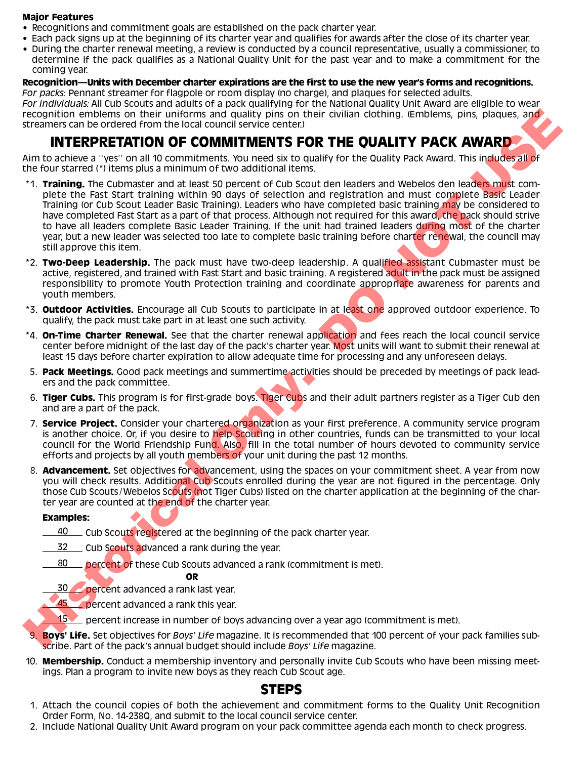**Major Features**

- Recognitions and commitment goals are established on the pack charter year.
- Each pack signs up at the beginning of its charter year and qualifies for awards after the close of its charter year.
- During the charter renewal meeting, a review is conducted by a council representative, usually a commissioner, to determine if the pack qualifies as a National Quality Unit for the past year and to make a commitment for the coming year.

**Recognition—Units with December charter expirations are the first to use the new year's forms and recognitions.**

*For packs:* Pennant streamer for flagpole or room display (no charge), and plaques for selected adults.

*For individuals:* All Cub Scouts and adults of a pack qualifying for the National Quality Unit Award are eligible to wear recognition emblems on their uniforms and quality pins on their civilian clothing. (Emblems, pins, plaques, and streamers can be ordered from the local council service center.)

## INTERPRETATION OF COMMITMENTS FOR THE QUALITY PACK AWARD

Aim to achieve a "yes" on all 10 commitments. You need six to qualify for the Quality Pack Award. This includes all of the four starred (*) items plus a minimum of two additional items.

*1. **Training.** The Cubmaster and at least 50 percent of Cub Scout den leaders and Webelos den leaders must complete the Fast Start training within 90 days of selection and registration and must complete Basic Leader Training (or Cub Scout Leader Basic Training). Leaders who have completed basic training may be considered to have completed Fast Start as a part of that process. Although not required for this award, the pack should strive to have all leaders complete Basic Leader Training. If the unit had trained leaders during most of the charter year, but a new leader was selected too late to complete basic training before charter renewal, the council may still approve this item.

*2. **Two-Deep Leadership.** The pack must have two-deep leadership. A qualified assistant Cubmaster must be active, registered, and trained with Fast Start and basic training. A registered adult in the pack must be assigned responsibility to promote Youth Protection training and coordinate appropriate awareness for parents and youth members.

*3. **Outdoor Activities.** Encourage all Cub Scouts to participate in at least one approved outdoor experience. To qualify, the pack must take part in at least one such activity.

*4. **On-Time Charter Renewal.** See that the charter renewal application and fees reach the local council service center before midnight of the last day of the pack's charter year. Most units will want to submit their renewal at least 15 days before charter expiration to allow adequate time for processing and any unforeseen delays.

5. **Pack Meetings.** Good pack meetings and summertime activities should be preceded by meetings of pack leaders and the pack committee.

6. **Tiger Cubs.** This program is for first-grade boys. Tiger Cubs and their adult partners register as a Tiger Cub den and are a part of the pack.

7. **Service Project.** Consider your chartered organization as your first preference. A community service program is another choice. Or, if you desire to help Scouting in other countries, funds can be transmitted to your local council for the World Friendship Fund. Also, fill in the total number of hours devoted to community service efforts and projects by all youth members of your unit during the past 12 months.

8. **Advancement.** Set objectives for advancement, using the spaces on your commitment sheet. A year from now you will check results. Additional Cub Scouts enrolled during the year are not figured in the percentage. Only those Cub Scouts/Webelos Scouts (not Tiger Cubs) listed on the charter application at the beginning of the charter year are counted at the end of the charter year.

   **Examples:**

   \_\_40\_\_ Cub Scouts registered at the beginning of the pack charter year.

   \_\_32\_\_ Cub Scouts advanced a rank during the year.

   \_\_80\_\_ percent of these Cub Scouts advanced a rank (commitment is met).

   **OR**

   \_\_30\_\_ percent advanced a rank last year.

   \_\_45\_\_ percent advanced a rank this year.

   \_\_15\_\_ percent increase in number of boys advancing over a year ago (commitment is met).

9. **Boys' Life.** Set objectives for *Boys' Life* magazine. It is recommended that 100 percent of your pack families subscribe. Part of the pack's annual budget should include *Boys' Life* magazine.

10. **Membership.** Conduct a membership inventory and personally invite Cub Scouts who have been missing meetings. Plan a program to invite new boys as they reach Cub Scout age.

## STEPS

1. Attach the council copies of both the achievement and commitment forms to the Quality Unit Recognition Order Form, No. 14-238Q, and submit to the local council service center.
2. Include National Quality Unit Award program on your pack committee agenda each month to check progress.